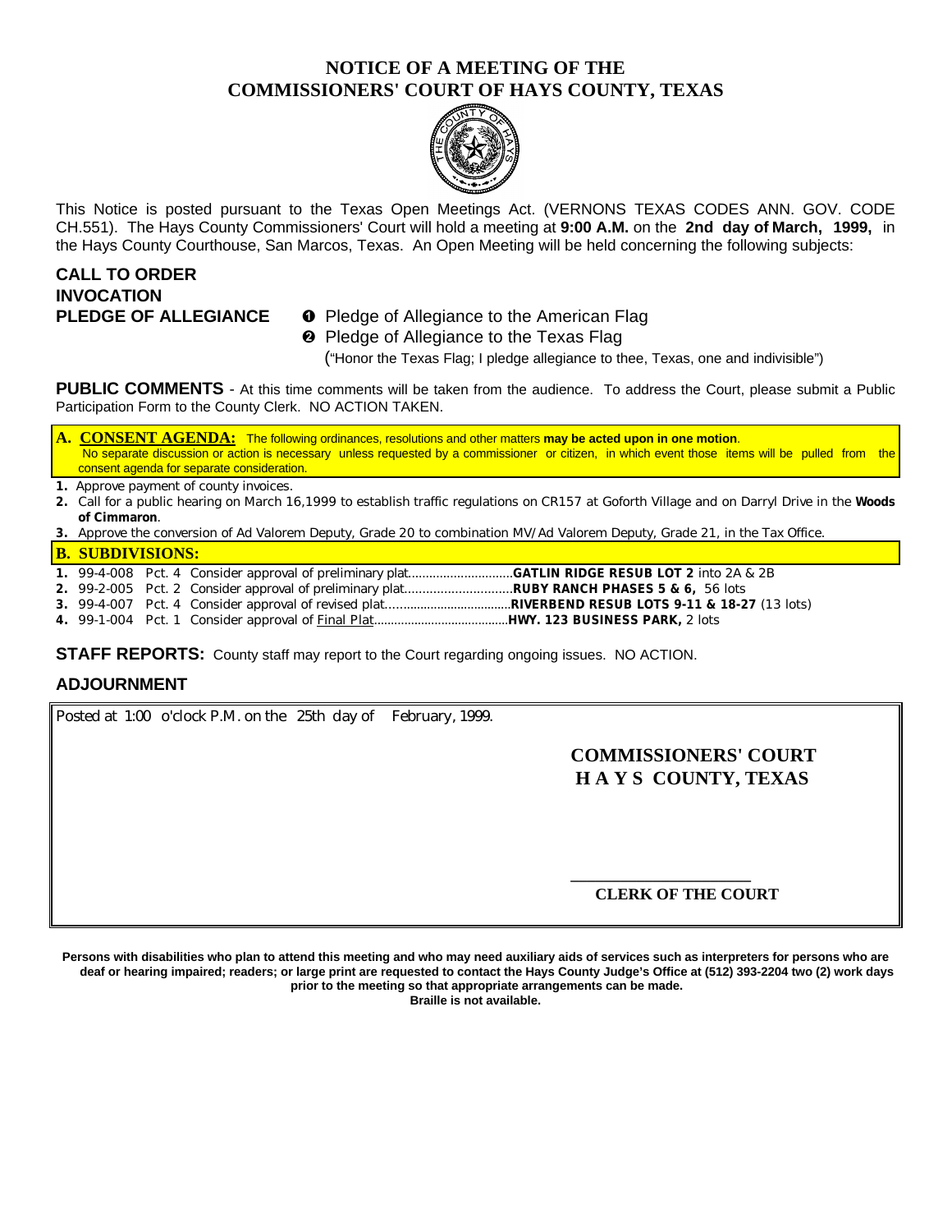# NOTICE OF A MEETING OF THE COMMISSIONERS' COURT OF HAYS COUNTY, TEXAS

This Notice is posted pursuant to the Texas Open Meetings Act. (VERNONS TEXAS CODES ANN. GOV. CODE CH.551). The Hays County Commissioners' Court will hold a meeting at **9:00 A.M.** on the **2nd day of March, 1999,** in the Hays County Courthouse, San Marcos, Texas. An Open Meeting will be held concerning the following subjects:

**CALL TO ORDER**

**INVOCATION**

**PLEDGE OF ALLEGIANCE**

1. Pledge of Allegiance to the American Flag
2. Pledge of Allegiance to the Texas Flag
   ("Honor the Texas Flag; I pledge allegiance to thee, Texas, one and indivisible")

**PUBLIC COMMENTS** - At this time comments will be taken from the audience. To address the Court, please submit a Public Participation Form to the County Clerk. NO ACTION TAKEN.

**A. CONSENT AGENDA:** The following ordinances, resolutions and other matters **may be acted upon in one motion**. No separate discussion or action is necessary unless requested by a commissioner or citizen, in which event those items will be pulled from the consent agenda for separate consideration.

1. Approve payment of county invoices.
2. Call for a public hearing on March 16,1999 to establish traffic regulations on CR157 at Goforth Village and on Darryl Drive in the **Woods of Cimmaron**.
3. Approve the conversion of Ad Valorem Deputy, Grade 20 to combination MV/Ad Valorem Deputy, Grade 21, in the Tax Office.

**B. SUBDIVISIONS:**

1. 99-4-008 Pct. 4 Consider approval of preliminary plat..............................**GATLIN RIDGE RESUB LOT 2** into 2A & 2B
2. 99-2-005 Pct. 2 Consider approval of preliminary plat..............................**RUBY RANCH PHASES 5 & 6,** 56 lots
3. 99-4-007 Pct. 4 Consider approval of revised plat.....................................**RIVERBEND RESUB LOTS 9-11 & 18-27** (13 lots)
4. 99-1-004 Pct. 1 Consider approval of Final Plat........................................**HWY. 123 BUSINESS PARK,** 2 lots

**STAFF REPORTS:** County staff may report to the Court regarding ongoing issues. NO ACTION.

**ADJOURNMENT**

Posted at 1:00 o'clock P.M. on the 25th day of February, 1999.

**COMMISSIONERS' COURT**
**HAYS COUNTY, TEXAS**

\_\_\_\_\_\_\_\_\_\_\_\_\_\_\_\_\_\_\_\_\_\_\_\_

**CLERK OF THE COURT**

**Persons with disabilities who plan to attend this meeting and who may need auxiliary aids of services such as interpreters for persons who are deaf or hearing impaired; readers; or large print are requested to contact the Hays County Judge's Office at (512) 393-2204 two (2) work days prior to the meeting so that appropriate arrangements can be made.**
**Braille is not available.**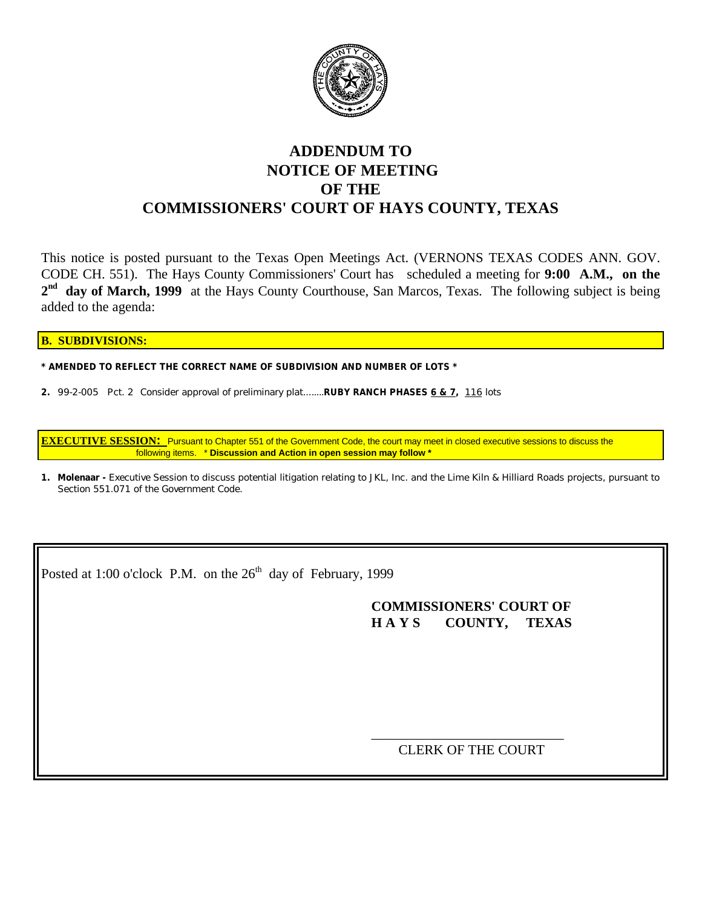# ADDENDUM TO NOTICE OF MEETING OF THE COMMISSIONERS' COURT OF HAYS COUNTY, TEXAS

This notice is posted pursuant to the Texas Open Meetings Act. (VERNONS TEXAS CODES ANN. GOV. CODE CH. 551). The Hays County Commissioners' Court has scheduled a meeting for **9:00 A.M., on the 2nd day of March, 1999** at the Hays County Courthouse, San Marcos, Texas. The following subject is being added to the agenda:

**B. SUBDIVISIONS:**

**\* AMENDED TO REFLECT THE CORRECT NAME OF SUBDIVISION AND NUMBER OF LOTS \***

**2.** 99-2-005 Pct. 2 Consider approval of preliminary plat........**RUBY RANCH PHASES 6 & 7,** 116 lots

**EXECUTIVE SESSION:** Pursuant to Chapter 551 of the Government Code, the court may meet in closed executive sessions to discuss the following items. **\* Discussion and Action in open session may follow \***

1. **Molenaar -** Executive Session to discuss potential litigation relating to JKL, Inc. and the Lime Kiln & Hilliard Roads projects, pursuant to Section 551.071 of the Government Code.

Posted at 1:00 o'clock P.M. on the 26th day of February, 1999

**COMMISSIONERS' COURT OF HAYS COUNTY, TEXAS**

_____________________________

CLERK OF THE COURT